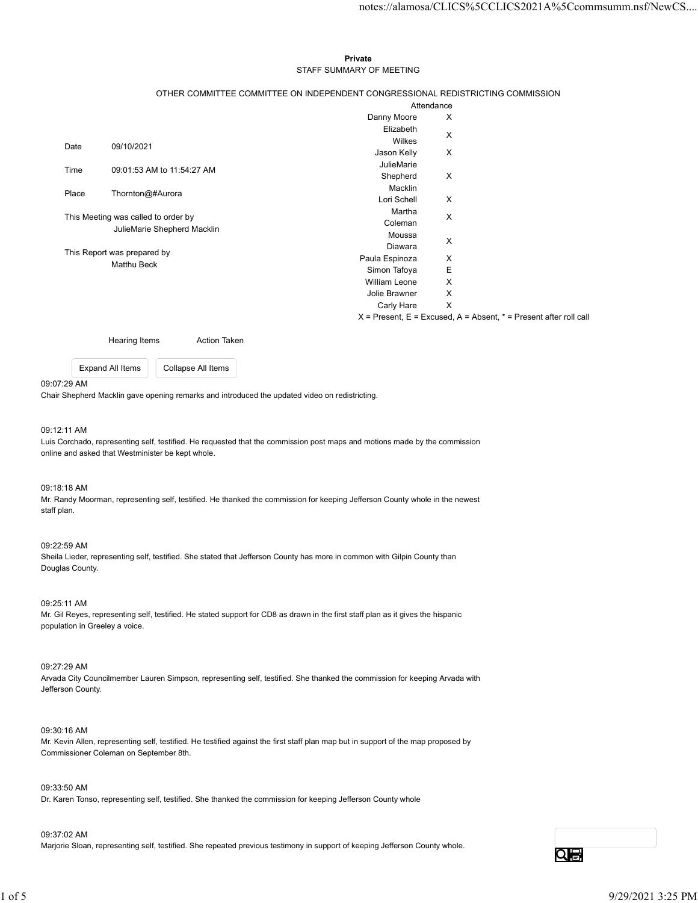**Private**

STAFF SUMMARY OF MEETING

OTHER COMMITTEE COMMITTEE ON INDEPENDENT CONGRESSIONAL REDISTRICTING COMMISSION

| | |
|---|---|
| Date | 09/10/2021 |
| Time | 09:01:53 AM to 11:54:27 AM |
| Place | Thornton@#Aurora |

This Meeting was called to order by
JulieMarie Shepherd Macklin

This Report was prepared by
Matthu Beck

| Attendance | |
|---|---|
| Danny Moore | X |
| Elizabeth Wilkes | X |
| Jason Kelly | X |
| JulieMarie Shepherd Macklin | X |
| Lori Schell | X |
| Martha Coleman | X |
| Moussa Diawara | X |
| Paula Espinoza | X |
| Simon Tafoya | E |
| William Leone | X |
| Jolie Brawner | X |
| Carly Hare | X |

X = Present, E = Excused, A = Absent, * = Present after roll call

| Hearing Items | Action Taken |
|---|---|

09:07:29 AM
Chair Shepherd Macklin gave opening remarks and introduced the updated video on redistricting.

09:12:11 AM
Luis Corchado, representing self, testified. He requested that the commission post maps and motions made by the commission online and asked that Westminister be kept whole.

09:18:18 AM
Mr. Randy Moorman, representing self, testified. He thanked the commission for keeping Jefferson County whole in the newest staff plan.

09:22:59 AM
Sheila Lieder, representing self, testified. She stated that Jefferson County has more in common with Gilpin County than Douglas County.

09:25:11 AM
Mr. Gil Reyes, representing self, testified. He stated support for CD8 as drawn in the first staff plan as it gives the hispanic population in Greeley a voice.

09:27:29 AM
Arvada City Councilmember Lauren Simpson, representing self, testified. She thanked the commission for keeping Arvada with Jefferson County.

09:30:16 AM
Mr. Kevin Allen, representing self, testified. He testified against the first staff plan map but in support of the map proposed by Commissioner Coleman on September 8th.

09:33:50 AM
Dr. Karen Tonso, representing self, testified. She thanked the commission for keeping Jefferson County whole

09:37:02 AM
Marjorie Sloan, representing self, testified. She repeated previous testimony in support of keeping Jefferson County whole.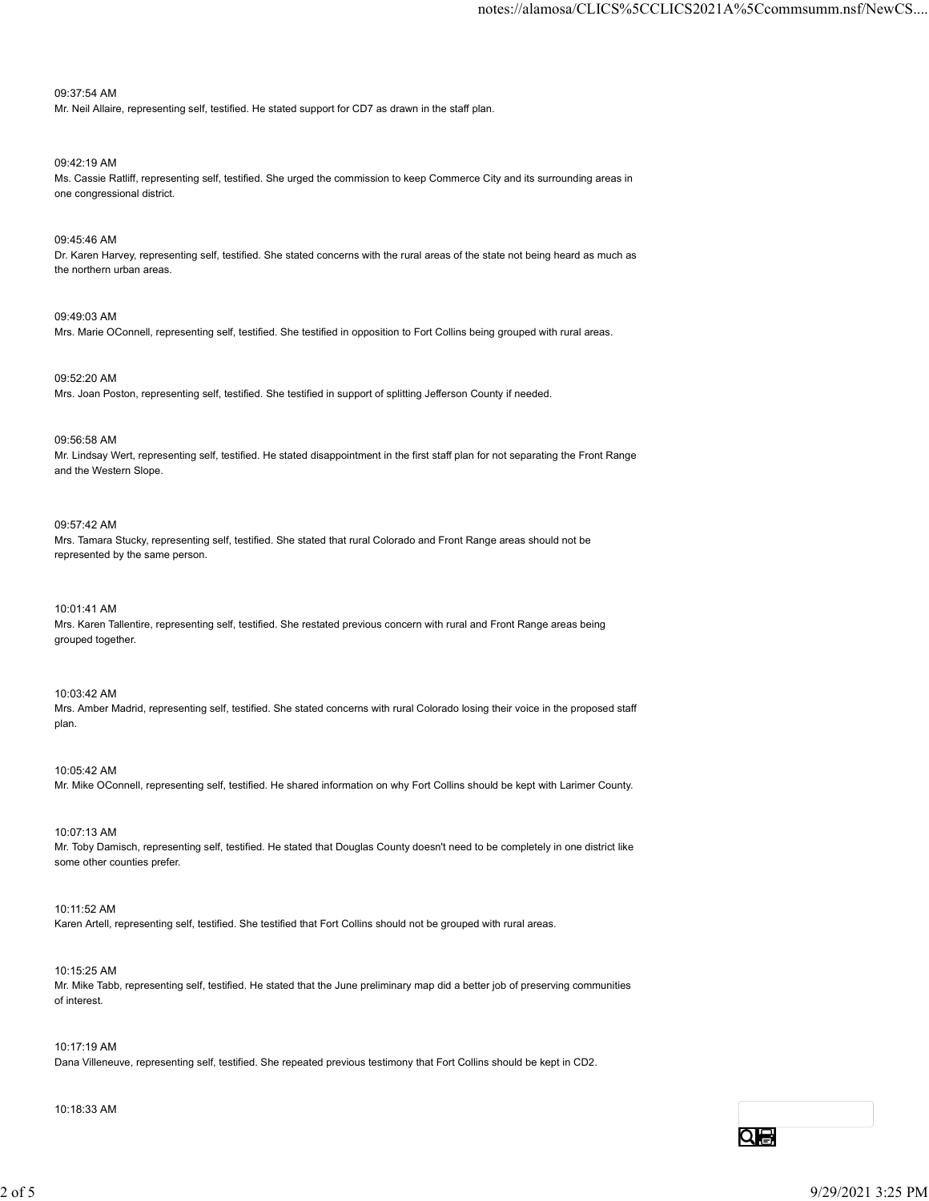09:37:54 AM

Mr. Neil Allaire, representing self, testified. He stated support for CD7 as drawn in the staff plan.

09:42:19 AM

Ms. Cassie Ratliff, representing self, testified. She urged the commission to keep Commerce City and its surrounding areas in one congressional district.

09:45:46 AM

Dr. Karen Harvey, representing self, testified. She stated concerns with the rural areas of the state not being heard as much as the northern urban areas.

09:49:03 AM

Mrs. Marie OConnell, representing self, testified. She testified in opposition to Fort Collins being grouped with rural areas.

09:52:20 AM

Mrs. Joan Poston, representing self, testified. She testified in support of splitting Jefferson County if needed.

09:56:58 AM

Mr. Lindsay Wert, representing self, testified. He stated disappointment in the first staff plan for not separating the Front Range and the Western Slope.

09:57:42 AM

Mrs. Tamara Stucky, representing self, testified. She stated that rural Colorado and Front Range areas should not be represented by the same person.

10:01:41 AM

Mrs. Karen Tallentire, representing self, testified. She restated previous concern with rural and Front Range areas being grouped together.

10:03:42 AM

Mrs. Amber Madrid, representing self, testified. She stated concerns with rural Colorado losing their voice in the proposed staff plan.

10:05:42 AM

Mr. Mike OConnell, representing self, testified. He shared information on why Fort Collins should be kept with Larimer County.

10:07:13 AM

Mr. Toby Damisch, representing self, testified. He stated that Douglas County doesn't need to be completely in one district like some other counties prefer.

10:11:52 AM

Karen Artell, representing self, testified. She testified that Fort Collins should not be grouped with rural areas.

10:15:25 AM

Mr. Mike Tabb, representing self, testified. He stated that the June preliminary map did a better job of preserving communities of interest.

10:17:19 AM

Dana Villeneuve, representing self, testified. She repeated previous testimony that Fort Collins should be kept in CD2.

10:18:33 AM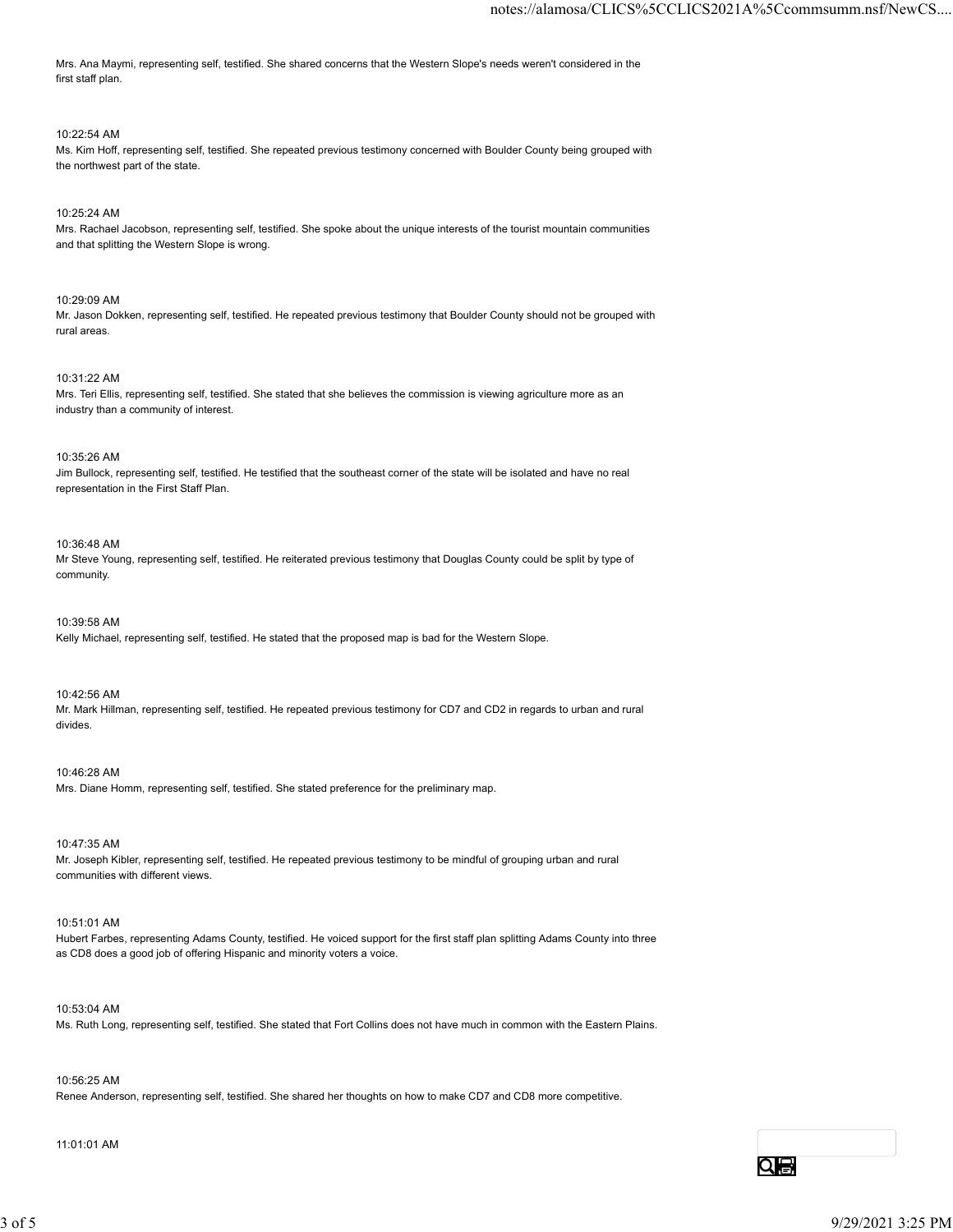Mrs. Ana Maymi, representing self, testified. She shared concerns that the Western Slope's needs weren't considered in the first staff plan.

10:22:54 AM

Ms. Kim Hoff, representing self, testified. She repeated previous testimony concerned with Boulder County being grouped with the northwest part of the state.

10:25:24 AM

Mrs. Rachael Jacobson, representing self, testified. She spoke about the unique interests of the tourist mountain communities and that splitting the Western Slope is wrong.

10:29:09 AM

Mr. Jason Dokken, representing self, testified. He repeated previous testimony that Boulder County should not be grouped with rural areas.

10:31:22 AM

Mrs. Teri Ellis, representing self, testified. She stated that she believes the commission is viewing agriculture more as an industry than a community of interest.

10:35:26 AM

Jim Bullock, representing self, testified. He testified that the southeast corner of the state will be isolated and have no real representation in the First Staff Plan.

10:36:48 AM

Mr Steve Young, representing self, testified. He reiterated previous testimony that Douglas County could be split by type of community.

10:39:58 AM

Kelly Michael, representing self, testified. He stated that the proposed map is bad for the Western Slope.

10:42:56 AM

Mr. Mark Hillman, representing self, testified. He repeated previous testimony for CD7 and CD2 in regards to urban and rural divides.

10:46:28 AM

Mrs. Diane Homm, representing self, testified. She stated preference for the preliminary map.

10:47:35 AM

Mr. Joseph Kibler, representing self, testified. He repeated previous testimony to be mindful of grouping urban and rural communities with different views.

10:51:01 AM

Hubert Farbes, representing Adams County, testified. He voiced support for the first staff plan splitting Adams County into three as CD8 does a good job of offering Hispanic and minority voters a voice.

10:53:04 AM

Ms. Ruth Long, representing self, testified. She stated that Fort Collins does not have much in common with the Eastern Plains.

10:56:25 AM

Renee Anderson, representing self, testified. She shared her thoughts on how to make CD7 and CD8 more competitive.

11:01:01 AM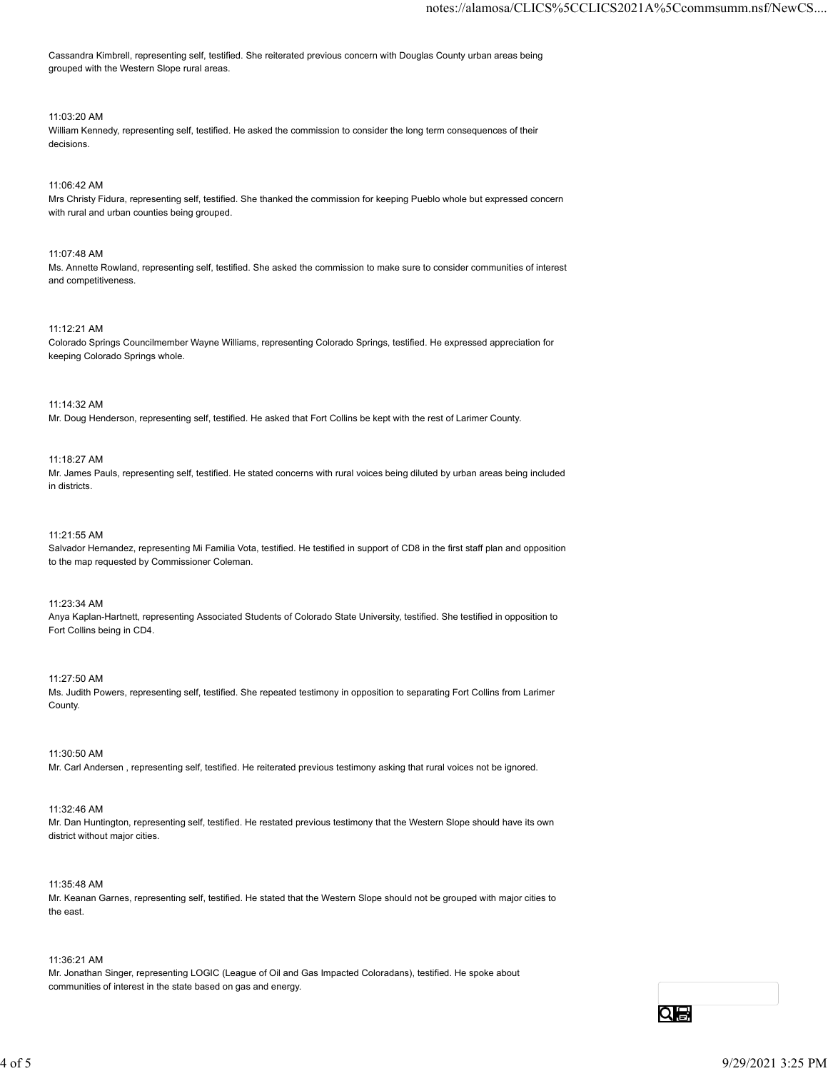Cassandra Kimbrell, representing self, testified. She reiterated previous concern with Douglas County urban areas being grouped with the Western Slope rural areas.

11:03:20 AM

William Kennedy, representing self, testified. He asked the commission to consider the long term consequences of their decisions.

11:06:42 AM

Mrs Christy Fidura, representing self, testified. She thanked the commission for keeping Pueblo whole but expressed concern with rural and urban counties being grouped.

11:07:48 AM

Ms. Annette Rowland, representing self, testified. She asked the commission to make sure to consider communities of interest and competitiveness.

11:12:21 AM

Colorado Springs Councilmember Wayne Williams, representing Colorado Springs, testified. He expressed appreciation for keeping Colorado Springs whole.

11:14:32 AM

Mr. Doug Henderson, representing self, testified. He asked that Fort Collins be kept with the rest of Larimer County.

11:18:27 AM

Mr. James Pauls, representing self, testified. He stated concerns with rural voices being diluted by urban areas being included in districts.

11:21:55 AM

Salvador Hernandez, representing Mi Familia Vota, testified. He testified in support of CD8 in the first staff plan and opposition to the map requested by Commissioner Coleman.

11:23:34 AM

Anya Kaplan-Hartnett, representing Associated Students of Colorado State University, testified. She testified in opposition to Fort Collins being in CD4.

11:27:50 AM

Ms. Judith Powers, representing self, testified. She repeated testimony in opposition to separating Fort Collins from Larimer County.

11:30:50 AM

Mr. Carl Andersen , representing self, testified. He reiterated previous testimony asking that rural voices not be ignored.

11:32:46 AM

Mr. Dan Huntington, representing self, testified. He restated previous testimony that the Western Slope should have its own district without major cities.

11:35:48 AM

Mr. Keanan Garnes, representing self, testified. He stated that the Western Slope should not be grouped with major cities to the east.

11:36:21 AM

Mr. Jonathan Singer, representing LOGIC (League of Oil and Gas Impacted Coloradans), testified. He spoke about communities of interest in the state based on gas and energy.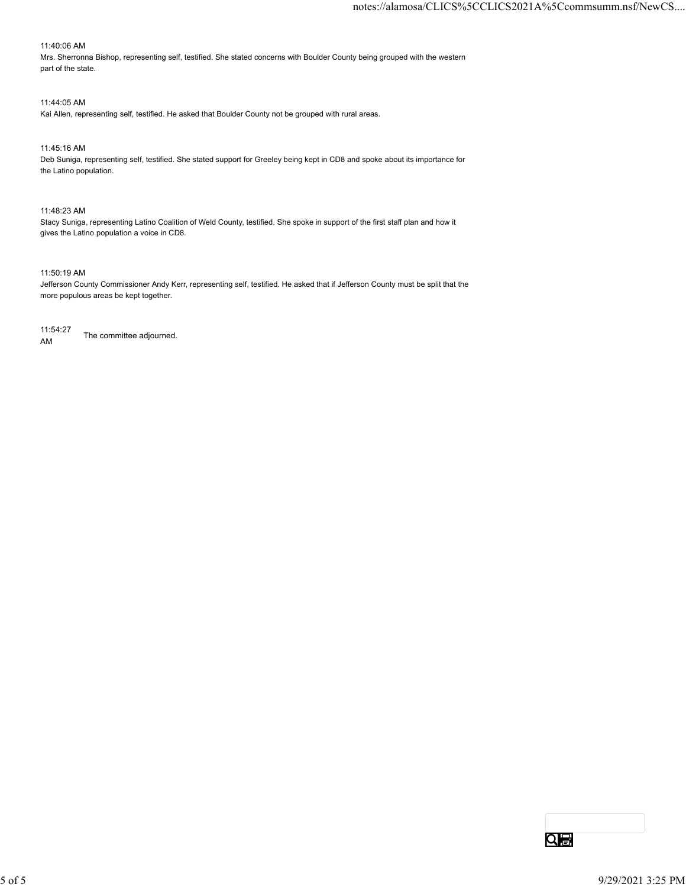11:40:06 AM

Mrs. Sherronna Bishop, representing self, testified. She stated concerns with Boulder County being grouped with the western part of the state.

11:44:05 AM

Kai Allen, representing self, testified. He asked that Boulder County not be grouped with rural areas.

11:45:16 AM

Deb Suniga, representing self, testified. She stated support for Greeley being kept in CD8 and spoke about its importance for the Latino population.

11:48:23 AM

Stacy Suniga, representing Latino Coalition of Weld County, testified. She spoke in support of the first staff plan and how it gives the Latino population a voice in CD8.

11:50:19 AM

Jefferson County Commissioner Andy Kerr, representing self, testified. He asked that if Jefferson County must be split that the more populous areas be kept together.

| | |
|---|---|
| 11:54:27 AM | The committee adjourned. |